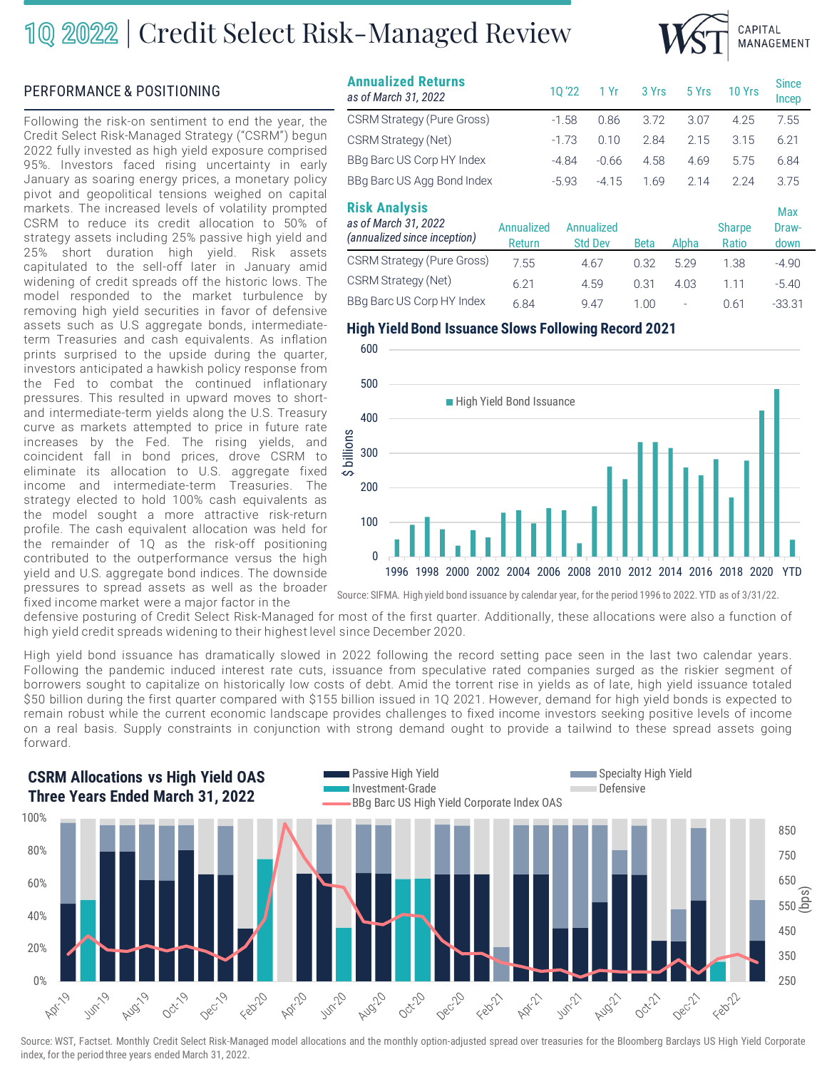# 1Q 2022 | Credit Select Risk-Managed Review

## PERFORMANCE & POSITIONING

Following the risk-on sentiment to end the year, the Credit Select Risk-Managed Strategy ("CSRM") begun 2022 fully invested as high yield exposure comprised 95%. Investors faced rising uncertainty in early January as soaring energy prices, a monetary policy pivot and geopolitical tensions weighed on capital markets. The increased levels of volatility prompted CSRM to reduce its credit allocation to 50% of strategy assets including 25% passive high yield and 25% short duration high yield. Risk assets capitulated to the sell-off later in January amid widening of credit spreads off the historic lows. The model responded to the market turbulence by removing high yield securities in favor of defensive assets such as U.S aggregate bonds, intermediate-term Treasuries and cash equivalents. As inflation prints surprised to the upside during the quarter, investors anticipated a hawkish policy response from the Fed to combat the continued inflationary pressures. This resulted in upward moves to short- and intermediate-term yields along the U.S. Treasury curve as markets attempted to price in future rate increases by the Fed. The rising yields, and coincident fall in bond prices, drove CSRM to eliminate its allocation to U.S. aggregate fixed income and intermediate-term Treasuries. The strategy elected to hold 100% cash equivalents as the model sought a more attractive risk-return profile. The cash equivalent allocation was held for the remainder of 1Q as the risk-off positioning contributed to the outperformance versus the high yield and U.S. aggregate bond indices. The downside pressures to spread assets as well as the broader fixed income market were a major factor in the defensive posturing of Credit Select Risk-Managed for most of the first quarter. Additionally, these allocations were also a function of high yield credit spreads widening to their highest level since December 2020.

High yield bond issuance has dramatically slowed in 2022 following the record setting pace seen in the last two calendar years. Following the pandemic induced interest rate cuts, issuance from speculative rated companies surged as the riskier segment of borrowers sought to capitalize on historically low costs of debt. Amid the torrent rise in yields as of late, high yield issuance totaled $50 billion during the first quarter compared with $155 billion issued in 1Q 2021. However, demand for high yield bonds is expected to remain robust while the current economic landscape provides challenges to fixed income investors seeking positive levels of income on a real basis. Supply constraints in conjunction with strong demand ought to provide a tailwind to these spread assets going forward.

### Annualized Returns
*as of March 31, 2022*

| | 1Q '22 | 1 Yr | 3 Yrs | 5 Yrs | 10 Yrs | Since Incep |
|---|---|---|---|---|---|---|
| CSRM Strategy (Pure Gross) | -1.58 | 0.86 | 3.72 | 3.07 | 4.25 | 7.55 |
| CSRM Strategy (Net) | -1.73 | 0.10 | 2.84 | 2.15 | 3.15 | 6.21 |
| BBg Barc US Corp HY Index | -4.84 | -0.66 | 4.58 | 4.69 | 5.75 | 6.84 |
| BBg Barc US Agg Bond Index | -5.93 | -4.15 | 1.69 | 2.14 | 2.24 | 3.75 |

### Risk Analysis
*as of March 31, 2022 (annualized since inception)*

| | Annualized Return | Annualized Std Dev | Beta | Alpha | Sharpe Ratio | Max Draw-down |
|---|---|---|---|---|---|---|
| CSRM Strategy (Pure Gross) | 7.55 | 4.67 | 0.32 | 5.29 | 1.38 | -4.90 |
| CSRM Strategy (Net) | 6.21 | 4.59 | 0.31 | 4.03 | 1.11 | -5.40 |
| BBg Barc US Corp HY Index | 6.84 | 9.47 | 1.00 | - | 0.61 | -33.31 |

### High Yield Bond Issuance Slows Following Record 2021

Source: SIFMA. High yield bond issuance by calendar year, for the period 1996 to 2022. YTD as of 3/31/22.

### CSRM Allocations vs High Yield OAS Three Years Ended March 31, 2022

Source: WST, Factset. Monthly Credit Select Risk-Managed model allocations and the monthly option-adjusted spread over treasuries for the Bloomberg Barclays US High Yield Corporate index, for the period three years ended March 31, 2022.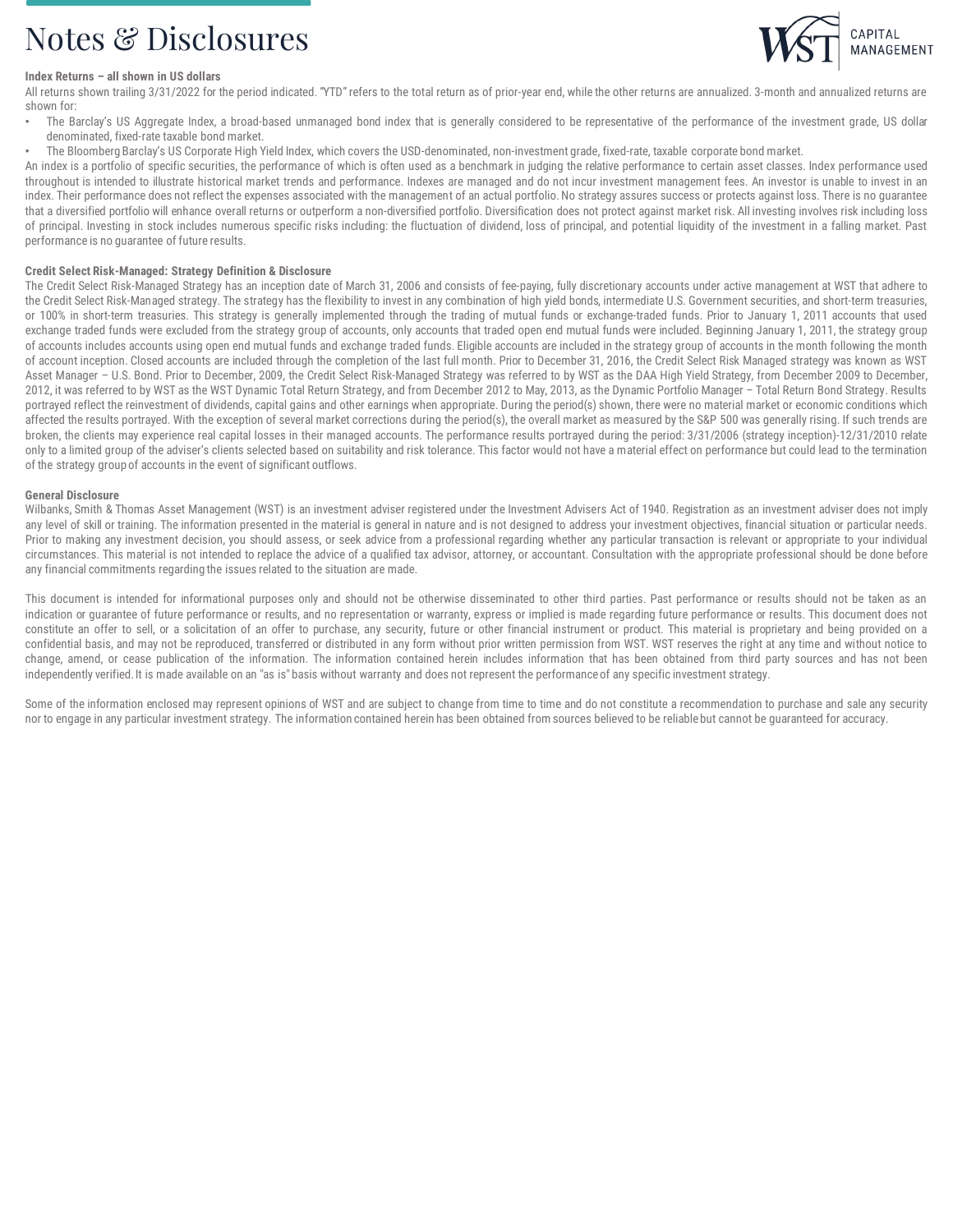# Notes & Disclosures

**Index Returns – all shown in US dollars**

All returns shown trailing 3/31/2022 for the period indicated. "YTD" refers to the total return as of prior-year end, while the other returns are annualized. 3-month and annualized returns are shown for:

- The Barclay's US Aggregate Index, a broad-based unmanaged bond index that is generally considered to be representative of the performance of the investment grade, US dollar denominated, fixed-rate taxable bond market.
- The Bloomberg Barclay's US Corporate High Yield Index, which covers the USD-denominated, non-investment grade, fixed-rate, taxable corporate bond market.

An index is a portfolio of specific securities, the performance of which is often used as a benchmark in judging the relative performance to certain asset classes. Index performance used throughout is intended to illustrate historical market trends and performance. Indexes are managed and do not incur investment management fees. An investor is unable to invest in an index. Their performance does not reflect the expenses associated with the management of an actual portfolio. No strategy assures success or protects against loss. There is no guarantee that a diversified portfolio will enhance overall returns or outperform a non-diversified portfolio. Diversification does not protect against market risk. All investing involves risk including loss of principal. Investing in stock includes numerous specific risks including: the fluctuation of dividend, loss of principal, and potential liquidity of the investment in a falling market. Past performance is no guarantee of future results.

**Credit Select Risk-Managed: Strategy Definition & Disclosure**

The Credit Select Risk-Managed Strategy has an inception date of March 31, 2006 and consists of fee-paying, fully discretionary accounts under active management at WST that adhere to the Credit Select Risk-Managed strategy. The strategy has the flexibility to invest in any combination of high yield bonds, intermediate U.S. Government securities, and short-term treasuries, or 100% in short-term treasuries. This strategy is generally implemented through the trading of mutual funds or exchange-traded funds. Prior to January 1, 2011 accounts that used exchange traded funds were excluded from the strategy group of accounts, only accounts that traded open end mutual funds were included. Beginning January 1, 2011, the strategy group of accounts includes accounts using open end mutual funds and exchange traded funds. Eligible accounts are included in the strategy group of accounts in the month following the month of account inception. Closed accounts are included through the completion of the last full month. Prior to December 31, 2016, the Credit Select Risk Managed strategy was known as WST Asset Manager – U.S. Bond. Prior to December, 2009, the Credit Select Risk-Managed Strategy was referred to by WST as the DAA High Yield Strategy, from December 2009 to December, 2012, it was referred to by WST as the WST Dynamic Total Return Strategy, and from December 2012 to May, 2013, as the Dynamic Portfolio Manager – Total Return Bond Strategy. Results portrayed reflect the reinvestment of dividends, capital gains and other earnings when appropriate. During the period(s) shown, there were no material market or economic conditions which affected the results portrayed. With the exception of several market corrections during the period(s), the overall market as measured by the S&P 500 was generally rising. If such trends are broken, the clients may experience real capital losses in their managed accounts. The performance results portrayed during the period: 3/31/2006 (strategy inception)-12/31/2010 relate only to a limited group of the adviser's clients selected based on suitability and risk tolerance. This factor would not have a material effect on performance but could lead to the termination of the strategy group of accounts in the event of significant outflows.

**General Disclosure**

Wilbanks, Smith & Thomas Asset Management (WST) is an investment adviser registered under the Investment Advisers Act of 1940. Registration as an investment adviser does not imply any level of skill or training. The information presented in the material is general in nature and is not designed to address your investment objectives, financial situation or particular needs. Prior to making any investment decision, you should assess, or seek advice from a professional regarding whether any particular transaction is relevant or appropriate to your individual circumstances. This material is not intended to replace the advice of a qualified tax advisor, attorney, or accountant. Consultation with the appropriate professional should be done before any financial commitments regarding the issues related to the situation are made.

This document is intended for informational purposes only and should not be otherwise disseminated to other third parties. Past performance or results should not be taken as an indication or guarantee of future performance or results, and no representation or warranty, express or implied is made regarding future performance or results. This document does not constitute an offer to sell, or a solicitation of an offer to purchase, any security, future or other financial instrument or product. This material is proprietary and being provided on a confidential basis, and may not be reproduced, transferred or distributed in any form without prior written permission from WST. WST reserves the right at any time and without notice to change, amend, or cease publication of the information. The information contained herein includes information that has been obtained from third party sources and has not been independently verified. It is made available on an "as is" basis without warranty and does not represent the performance of any specific investment strategy.

Some of the information enclosed may represent opinions of WST and are subject to change from time to time and do not constitute a recommendation to purchase and sale any security nor to engage in any particular investment strategy. The information contained herein has been obtained from sources believed to be reliable but cannot be guaranteed for accuracy.